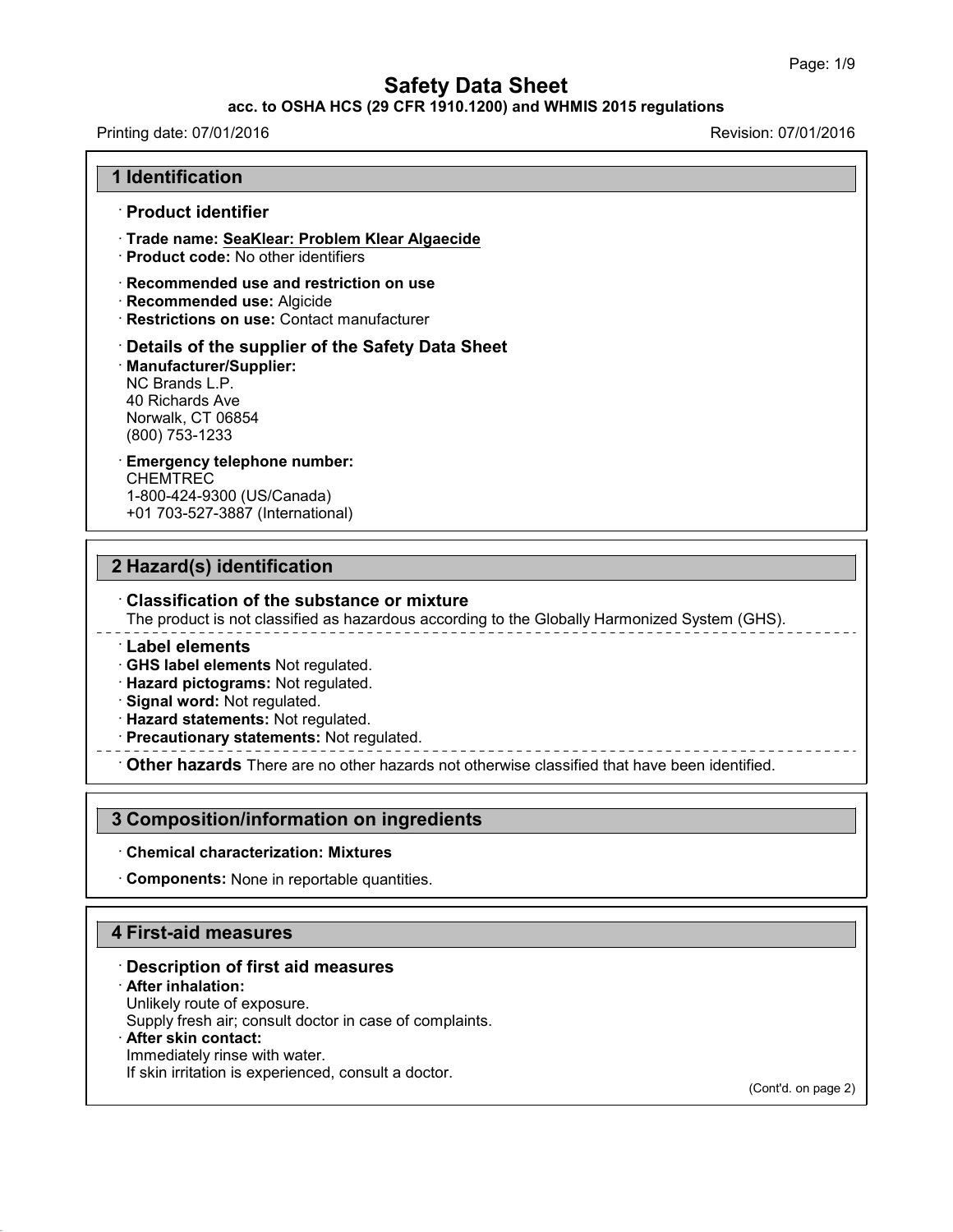# Safety Data Sheet

**acc. to OSHA HCS (29 CFR 1910.1200) and WHMIS 2015 regulations**

Printing date: 07/01/2016 Revision: 07/01/2016

## 1 Identification

· **Product identifier**

· **Trade name: SeaKlear: Problem Klear Algaecide**
· **Product code:** No other identifiers

· **Recommended use and restriction on use**
· **Recommended use:** Algicide
· **Restrictions on use:** Contact manufacturer

· **Details of the supplier of the Safety Data Sheet**
· **Manufacturer/Supplier:**
NC Brands L.P.
40 Richards Ave
Norwalk, CT 06854
(800) 753-1233

· **Emergency telephone number:**
CHEMTREC
1-800-424-9300 (US/Canada)
+01 703-527-3887 (International)

## 2 Hazard(s) identification

· **Classification of the substance or mixture**
The product is not classified as hazardous according to the Globally Harmonized System (GHS).

· **Label elements**
· **GHS label elements** Not regulated.
· **Hazard pictograms:** Not regulated.
· **Signal word:** Not regulated.
· **Hazard statements:** Not regulated.
· **Precautionary statements:** Not regulated.

· **Other hazards** There are no other hazards not otherwise classified that have been identified.

## 3 Composition/information on ingredients

· **Chemical characterization: Mixtures**

· **Components:** None in reportable quantities.

## 4 First-aid measures

· **Description of first aid measures**
· **After inhalation:**
Unlikely route of exposure.
Supply fresh air; consult doctor in case of complaints.
· **After skin contact:**
Immediately rinse with water.
If skin irritation is experienced, consult a doctor.

(Cont'd. on page 2)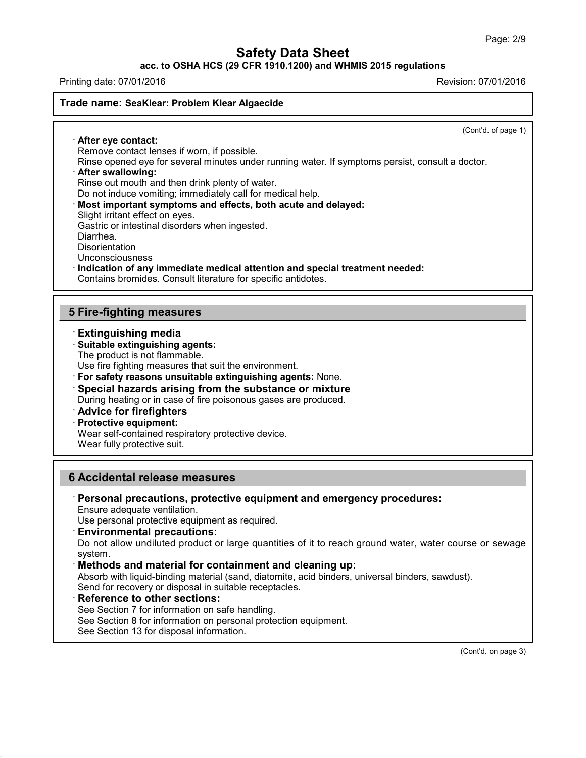(Cont'd. of page 1)

· **After eye contact:**
Remove contact lenses if worn, if possible.
Rinse opened eye for several minutes under running water. If symptoms persist, consult a doctor.

· **After swallowing:**
Rinse out mouth and then drink plenty of water.
Do not induce vomiting; immediately call for medical help.

· **Most important symptoms and effects, both acute and delayed:**
Slight irritant effect on eyes.
Gastric or intestinal disorders when ingested.
Diarrhea.
Disorientation
Unconsciousness

· **Indication of any immediate medical attention and special treatment needed:**
Contains bromides. Consult literature for specific antidotes.

## 5 Fire-fighting measures

· **Extinguishing media**

· **Suitable extinguishing agents:**
The product is not flammable.
Use fire fighting measures that suit the environment.

· **For safety reasons unsuitable extinguishing agents:** None.

· **Special hazards arising from the substance or mixture**
During heating or in case of fire poisonous gases are produced.

· **Advice for firefighters**

· **Protective equipment:**
Wear self-contained respiratory protective device.
Wear fully protective suit.

## 6 Accidental release measures

· **Personal precautions, protective equipment and emergency procedures:**
Ensure adequate ventilation.
Use personal protective equipment as required.

· **Environmental precautions:**
Do not allow undiluted product or large quantities of it to reach ground water, water course or sewage system.

· **Methods and material for containment and cleaning up:**
Absorb with liquid-binding material (sand, diatomite, acid binders, universal binders, sawdust).
Send for recovery or disposal in suitable receptacles.

· **Reference to other sections:**
See Section 7 for information on safe handling.
See Section 8 for information on personal protection equipment.
See Section 13 for disposal information.

(Cont'd. on page 3)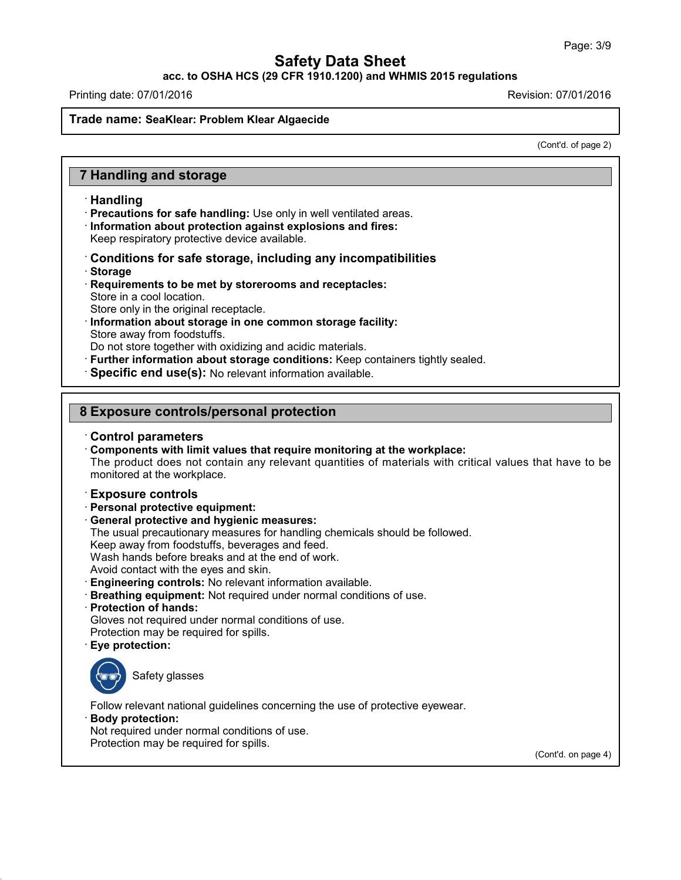**Trade name: SeaKlear: Problem Klear Algaecide**

(Cont'd. of page 2)

## 7 Handling and storage

· **Handling**
· **Precautions for safe handling:** Use only in well ventilated areas.
· **Information about protection against explosions and fires:**
Keep respiratory protective device available.

· **Conditions for safe storage, including any incompatibilities**
· **Storage**
· **Requirements to be met by storerooms and receptacles:**
Store in a cool location.
Store only in the original receptacle.
· **Information about storage in one common storage facility:**
Store away from foodstuffs.
Do not store together with oxidizing and acidic materials.
· **Further information about storage conditions:** Keep containers tightly sealed.
· **Specific end use(s):** No relevant information available.

## 8 Exposure controls/personal protection

· **Control parameters**
· **Components with limit values that require monitoring at the workplace:**
The product does not contain any relevant quantities of materials with critical values that have to be monitored at the workplace.

· **Exposure controls**
· **Personal protective equipment:**
· **General protective and hygienic measures:**
The usual precautionary measures for handling chemicals should be followed.
Keep away from foodstuffs, beverages and feed.
Wash hands before breaks and at the end of work.
Avoid contact with the eyes and skin.
· **Engineering controls:** No relevant information available.
· **Breathing equipment:** Not required under normal conditions of use.
· **Protection of hands:**
Gloves not required under normal conditions of use.
Protection may be required for spills.
· **Eye protection:**

Safety glasses

Follow relevant national guidelines concerning the use of protective eyewear.
· **Body protection:**
Not required under normal conditions of use.
Protection may be required for spills.

(Cont'd. on page 4)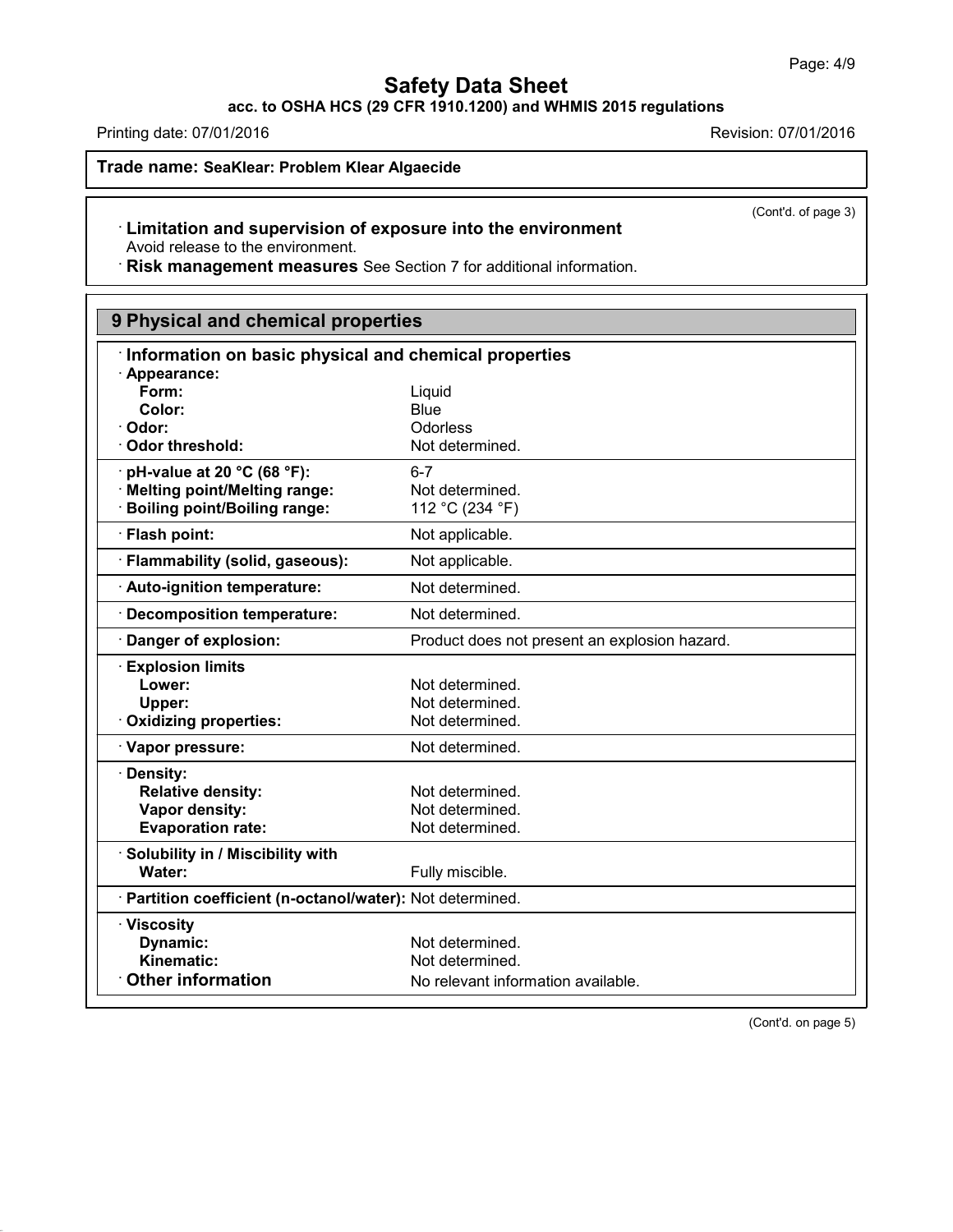(Cont'd. of page 3)

· **Limitation and supervision of exposure into the environment**
Avoid release to the environment.

· **Risk management measures** See Section 7 for additional information.

## 9 Physical and chemical properties

· **Information on basic physical and chemical properties**

| Property | Value |
|---|---|
| · **Appearance:** | |
| **Form:** | Liquid |
| **Color:** | Blue |
| · **Odor:** | Odorless |
| · **Odor threshold:** | Not determined. |
| · **pH-value at 20 °C (68 °F):** | 6-7 |
| · **Melting point/Melting range:** | Not determined. |
| · **Boiling point/Boiling range:** | 112 °C (234 °F) |
| · **Flash point:** | Not applicable. |
| · **Flammability (solid, gaseous):** | Not applicable. |
| · **Auto-ignition temperature:** | Not determined. |
| · **Decomposition temperature:** | Not determined. |
| · **Danger of explosion:** | Product does not present an explosion hazard. |
| · **Explosion limits** | |
| **Lower:** | Not determined. |
| **Upper:** | Not determined. |
| · **Oxidizing properties:** | Not determined. |
| · **Vapor pressure:** | Not determined. |
| · **Density:** | |
| **Relative density:** | Not determined. |
| **Vapor density:** | Not determined. |
| **Evaporation rate:** | Not determined. |
| · **Solubility in / Miscibility with** | |
| **Water:** | Fully miscible. |
| · **Partition coefficient (n-octanol/water):** | Not determined. |
| · **Viscosity** | |
| **Dynamic:** | Not determined. |
| **Kinematic:** | Not determined. |
| · **Other information** | No relevant information available. |

(Cont'd. on page 5)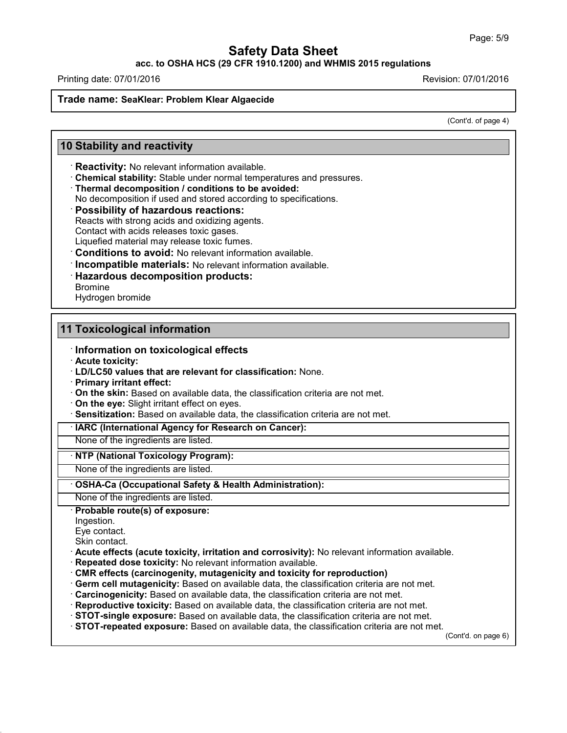**Trade name: SeaKlear: Problem Klear Algaecide**

(Cont'd. of page 4)

## 10 Stability and reactivity

· **Reactivity:** No relevant information available.
· **Chemical stability:** Stable under normal temperatures and pressures.
· **Thermal decomposition / conditions to be avoided:**
No decomposition if used and stored according to specifications.
· **Possibility of hazardous reactions:**
Reacts with strong acids and oxidizing agents.
Contact with acids releases toxic gases.
Liquefied material may release toxic fumes.
· **Conditions to avoid:** No relevant information available.
· **Incompatible materials:** No relevant information available.
· **Hazardous decomposition products:**
Bromine
Hydrogen bromide

## 11 Toxicological information

· **Information on toxicological effects**
· **Acute toxicity:**
· **LD/LC50 values that are relevant for classification:** None.
· **Primary irritant effect:**
· **On the skin:** Based on available data, the classification criteria are not met.
· **On the eye:** Slight irritant effect on eyes.
· **Sensitization:** Based on available data, the classification criteria are not met.

· **IARC (International Agency for Research on Cancer):**
None of the ingredients are listed.

· **NTP (National Toxicology Program):**
None of the ingredients are listed.

· **OSHA-Ca (Occupational Safety & Health Administration):**
None of the ingredients are listed.

· **Probable route(s) of exposure:**
Ingestion.
Eye contact.
Skin contact.
· **Acute effects (acute toxicity, irritation and corrosivity):** No relevant information available.
· **Repeated dose toxicity:** No relevant information available.
· **CMR effects (carcinogenity, mutagenicity and toxicity for reproduction)**
· **Germ cell mutagenicity:** Based on available data, the classification criteria are not met.
· **Carcinogenicity:** Based on available data, the classification criteria are not met.
· **Reproductive toxicity:** Based on available data, the classification criteria are not met.
· **STOT-single exposure:** Based on available data, the classification criteria are not met.
· **STOT-repeated exposure:** Based on available data, the classification criteria are not met.

(Cont'd. on page 6)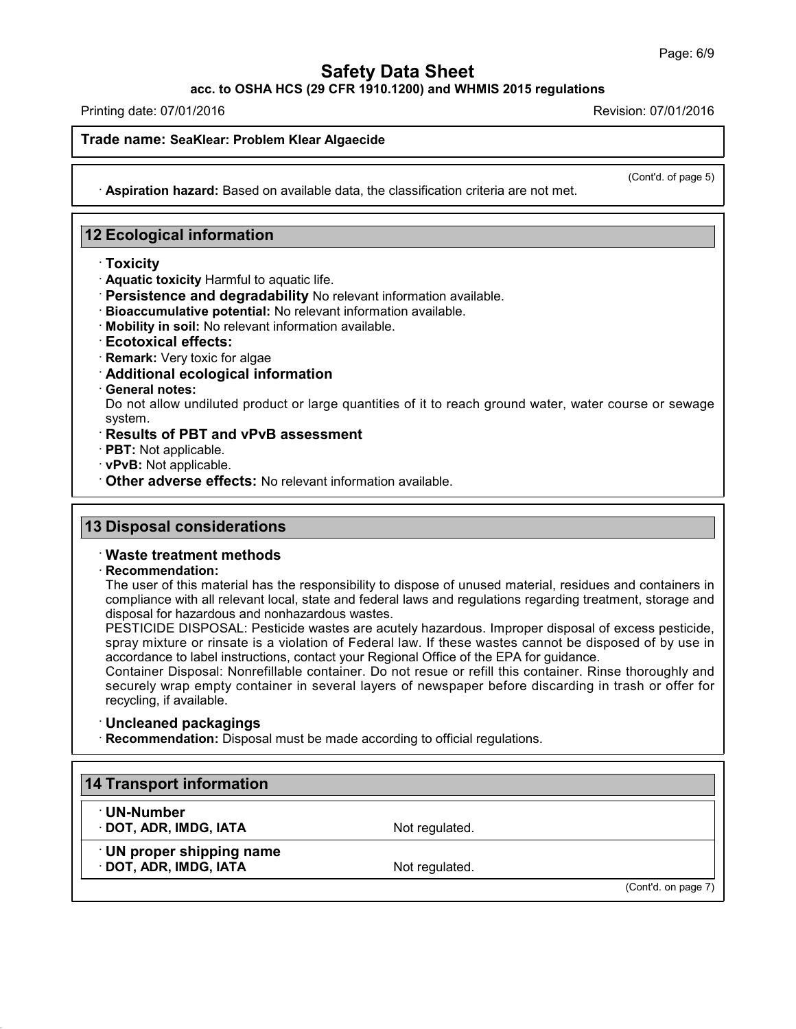(Cont'd. of page 5)

· **Aspiration hazard:** Based on available data, the classification criteria are not met.

## 12 Ecological information

· **Toxicity**
· **Aquatic toxicity** Harmful to aquatic life.
· **Persistence and degradability** No relevant information available.
· **Bioaccumulative potential:** No relevant information available.
· **Mobility in soil:** No relevant information available.
· **Ecotoxical effects:**
· **Remark:** Very toxic for algae
· **Additional ecological information**
· **General notes:**
Do not allow undiluted product or large quantities of it to reach ground water, water course or sewage system.
· **Results of PBT and vPvB assessment**
· **PBT:** Not applicable.
· **vPvB:** Not applicable.
· **Other adverse effects:** No relevant information available.

## 13 Disposal considerations

· **Waste treatment methods**
· **Recommendation:**
The user of this material has the responsibility to dispose of unused material, residues and containers in compliance with all relevant local, state and federal laws and regulations regarding treatment, storage and disposal for hazardous and nonhazardous wastes.
PESTICIDE DISPOSAL: Pesticide wastes are acutely hazardous. Improper disposal of excess pesticide, spray mixture or rinsate is a violation of Federal law. If these wastes cannot be disposed of by use in accordance to label instructions, contact your Regional Office of the EPA for guidance.
Container Disposal: Nonrefillable container. Do not resue or refill this container. Rinse thoroughly and securely wrap empty container in several layers of newspaper before discarding in trash or offer for recycling, if available.

· **Uncleaned packagings**
· **Recommendation:** Disposal must be made according to official regulations.

## 14 Transport information

| · **UN-Number** | |
|---|---|
| · **DOT, ADR, IMDG, IATA** | Not regulated. |
| · **UN proper shipping name** | |
| · **DOT, ADR, IMDG, IATA** | Not regulated. |

(Cont'd. on page 7)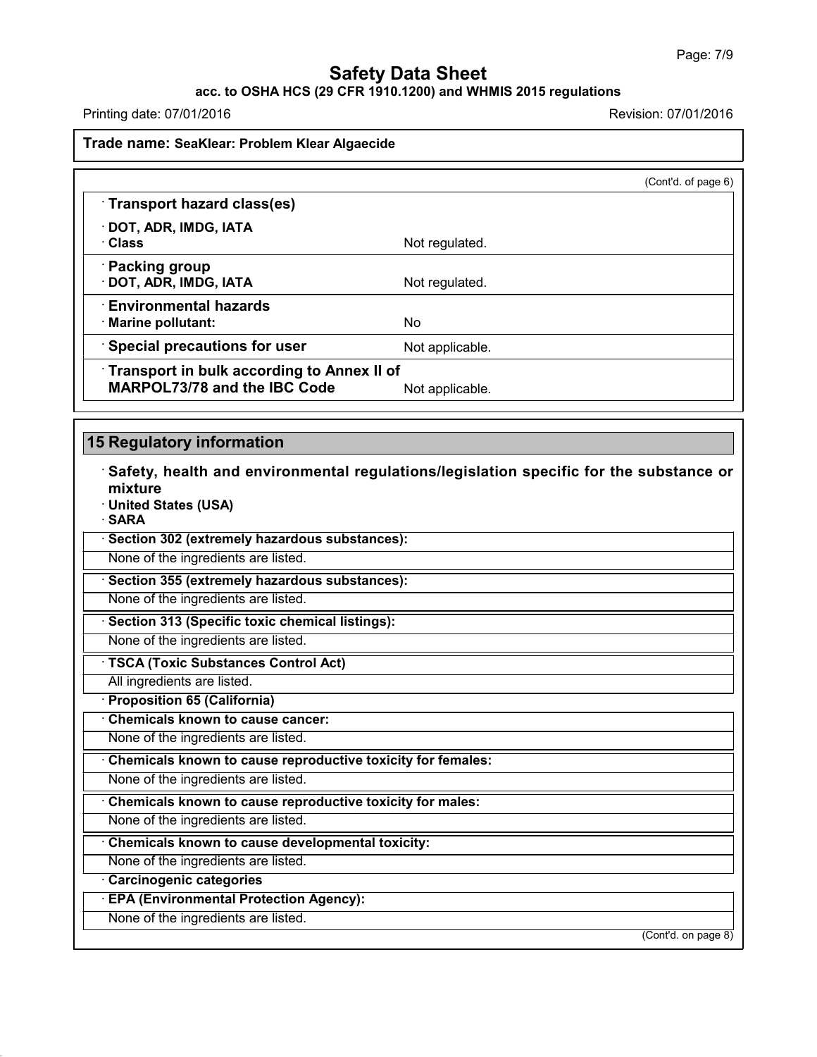**Trade name: SeaKlear: Problem Klear Algaecide**

(Cont'd. of page 6)

· **Transport hazard class(es)**

| | |
|---|---|
| · **DOT, ADR, IMDG, IATA** | |
| · **Class** | Not regulated. |
| · **Packing group** | |
| · **DOT, ADR, IMDG, IATA** | Not regulated. |
| · **Environmental hazards** | |
| · **Marine pollutant:** | No |
| · **Special precautions for user** | Not applicable. |
| · **Transport in bulk according to Annex II of MARPOL73/78 and the IBC Code** | Not applicable. |

## 15 Regulatory information

· **Safety, health and environmental regulations/legislation specific for the substance or mixture**

· **United States (USA)**

· **SARA**

· **Section 302 (extremely hazardous substances):**

None of the ingredients are listed.

· **Section 355 (extremely hazardous substances):**

None of the ingredients are listed.

· **Section 313 (Specific toxic chemical listings):**

None of the ingredients are listed.

· **TSCA (Toxic Substances Control Act)**

All ingredients are listed.

· **Proposition 65 (California)**

· **Chemicals known to cause cancer:**

None of the ingredients are listed.

· **Chemicals known to cause reproductive toxicity for females:**

None of the ingredients are listed.

· **Chemicals known to cause reproductive toxicity for males:**

None of the ingredients are listed.

· **Chemicals known to cause developmental toxicity:**

None of the ingredients are listed.

· **Carcinogenic categories**

· **EPA (Environmental Protection Agency):**

None of the ingredients are listed.

(Cont'd. on page 8)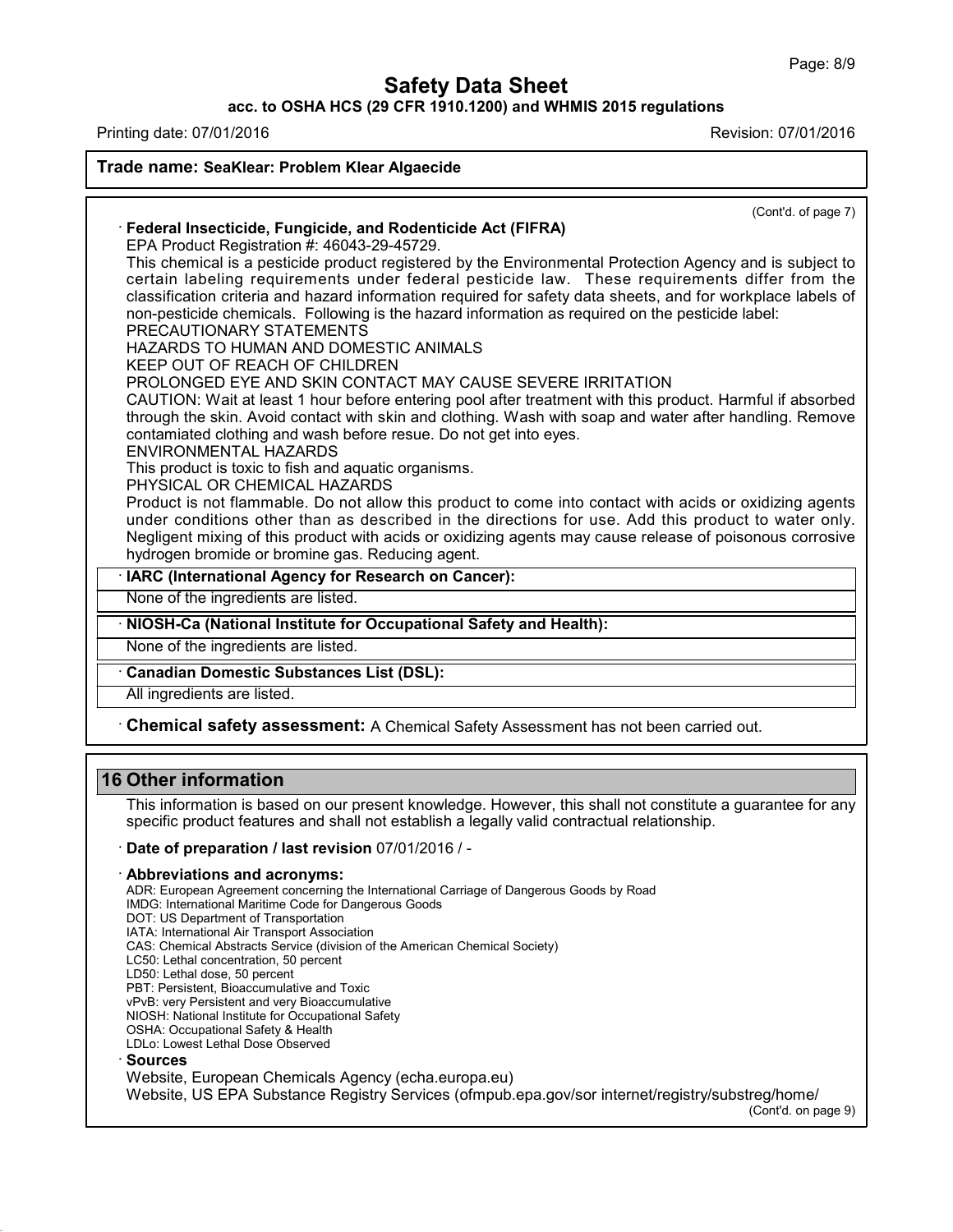**Trade name: SeaKlear: Problem Klear Algaecide**

(Cont'd. of page 7)

· **Federal Insecticide, Fungicide, and Rodenticide Act (FIFRA)**

EPA Product Registration #: 46043-29-45729.

This chemical is a pesticide product registered by the Environmental Protection Agency and is subject to certain labeling requirements under federal pesticide law. These requirements differ from the classification criteria and hazard information required for safety data sheets, and for workplace labels of non-pesticide chemicals. Following is the hazard information as required on the pesticide label:

PRECAUTIONARY STATEMENTS

HAZARDS TO HUMAN AND DOMESTIC ANIMALS

KEEP OUT OF REACH OF CHILDREN

PROLONGED EYE AND SKIN CONTACT MAY CAUSE SEVERE IRRITATION

CAUTION: Wait at least 1 hour before entering pool after treatment with this product. Harmful if absorbed through the skin. Avoid contact with skin and clothing. Wash with soap and water after handling. Remove contamiated clothing and wash before resue. Do not get into eyes.

ENVIRONMENTAL HAZARDS

This product is toxic to fish and aquatic organisms.

PHYSICAL OR CHEMICAL HAZARDS

Product is not flammable. Do not allow this product to come into contact with acids or oxidizing agents under conditions other than as described in the directions for use. Add this product to water only. Negligent mixing of this product with acids or oxidizing agents may cause release of poisonous corrosive hydrogen bromide or bromine gas. Reducing agent.

· **IARC (International Agency for Research on Cancer):**

None of the ingredients are listed.

· **NIOSH-Ca (National Institute for Occupational Safety and Health):**

None of the ingredients are listed.

· **Canadian Domestic Substances List (DSL):**

All ingredients are listed.

· **Chemical safety assessment:** A Chemical Safety Assessment has not been carried out.

## 16 Other information

This information is based on our present knowledge. However, this shall not constitute a guarantee for any specific product features and shall not establish a legally valid contractual relationship.

· **Date of preparation / last revision** 07/01/2016 / -

· **Abbreviations and acronyms:**

ADR: European Agreement concerning the International Carriage of Dangerous Goods by Road
IMDG: International Maritime Code for Dangerous Goods
DOT: US Department of Transportation
IATA: International Air Transport Association
CAS: Chemical Abstracts Service (division of the American Chemical Society)
LC50: Lethal concentration, 50 percent
LD50: Lethal dose, 50 percent
PBT: Persistent, Bioaccumulative and Toxic
vPvB: very Persistent and very Bioaccumulative
NIOSH: National Institute for Occupational Safety
OSHA: Occupational Safety & Health
LDLo: Lowest Lethal Dose Observed

· **Sources**

Website, European Chemicals Agency (echa.europa.eu)
Website, US EPA Substance Registry Services (ofmpub.epa.gov/sor internet/registry/substreg/home/

(Cont'd. on page 9)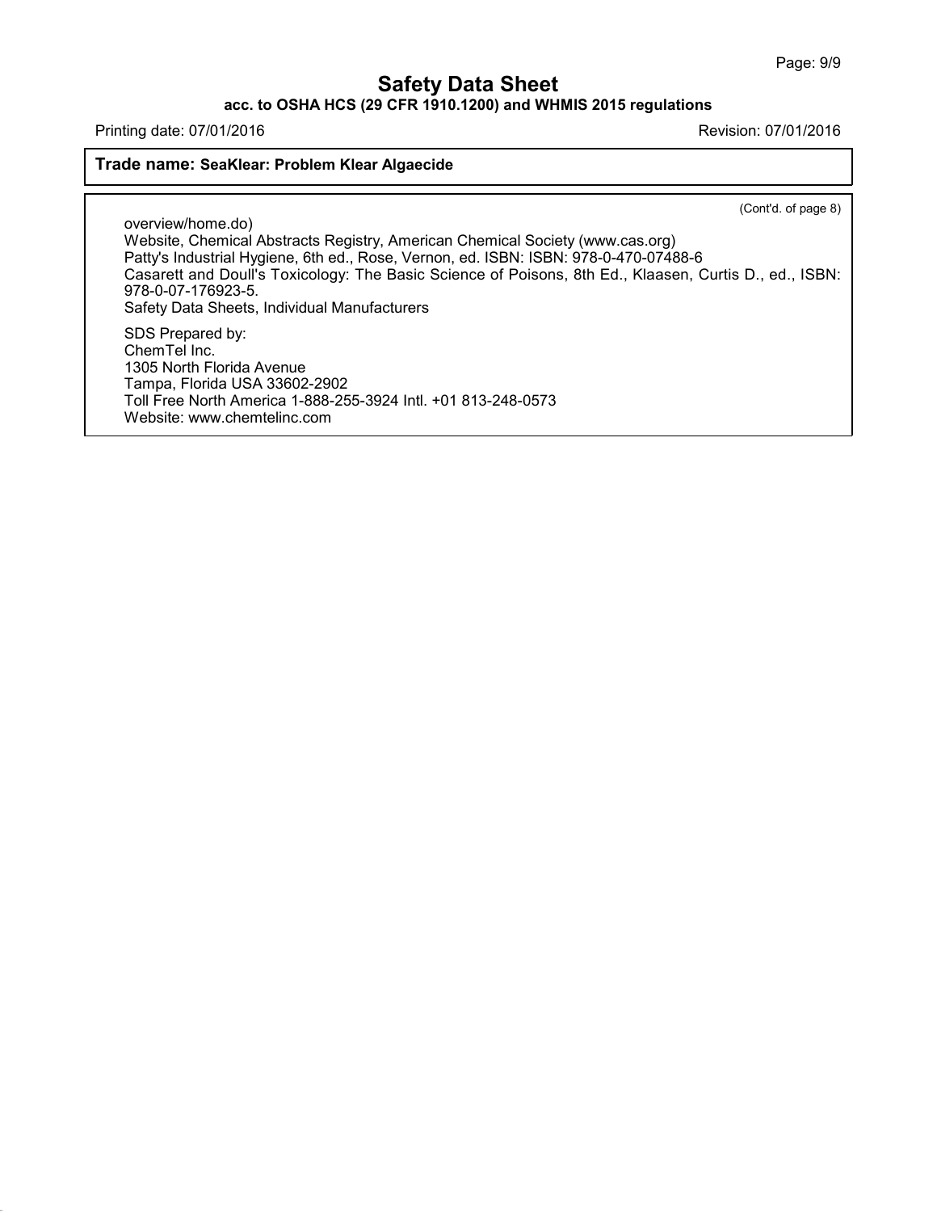(Cont'd. of page 8)

overview/home.do)
Website, Chemical Abstracts Registry, American Chemical Society (www.cas.org)
Patty's Industrial Hygiene, 6th ed., Rose, Vernon, ed. ISBN: ISBN: 978-0-470-07488-6
Casarett and Doull's Toxicology: The Basic Science of Poisons, 8th Ed., Klaasen, Curtis D., ed., ISBN: 978-0-07-176923-5.
Safety Data Sheets, Individual Manufacturers

SDS Prepared by:
ChemTel Inc.
1305 North Florida Avenue
Tampa, Florida USA 33602-2902
Toll Free North America 1-888-255-3924 Intl. +01 813-248-0573
Website: www.chemtelinc.com